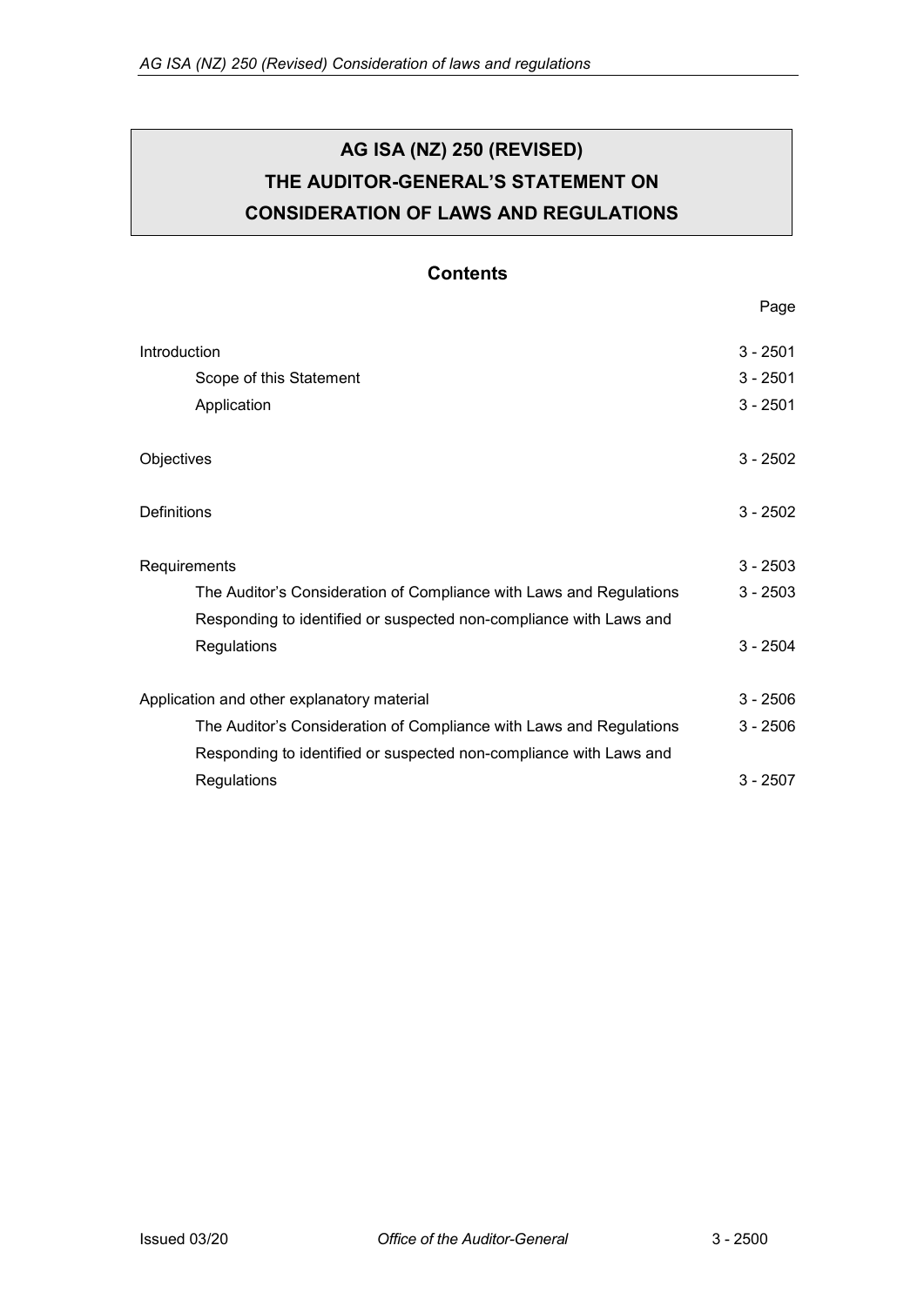# AG ISA (NZ) 250 (REVISED)
# THE AUDITOR-GENERAL'S STATEMENT ON
# CONSIDERATION OF LAWS AND REGULATIONS

## Contents

| | Page |
|---|---|
| Introduction | 3 - 2501 |
| Scope of this Statement | 3 - 2501 |
| Application | 3 - 2501 |
| Objectives | 3 - 2502 |
| Definitions | 3 - 2502 |
| Requirements | 3 - 2503 |
| The Auditor's Consideration of Compliance with Laws and Regulations | 3 - 2503 |
| Responding to identified or suspected non-compliance with Laws and Regulations | 3 - 2504 |
| Application and other explanatory material | 3 - 2506 |
| The Auditor's Consideration of Compliance with Laws and Regulations | 3 - 2506 |
| Responding to identified or suspected non-compliance with Laws and Regulations | 3 - 2507 |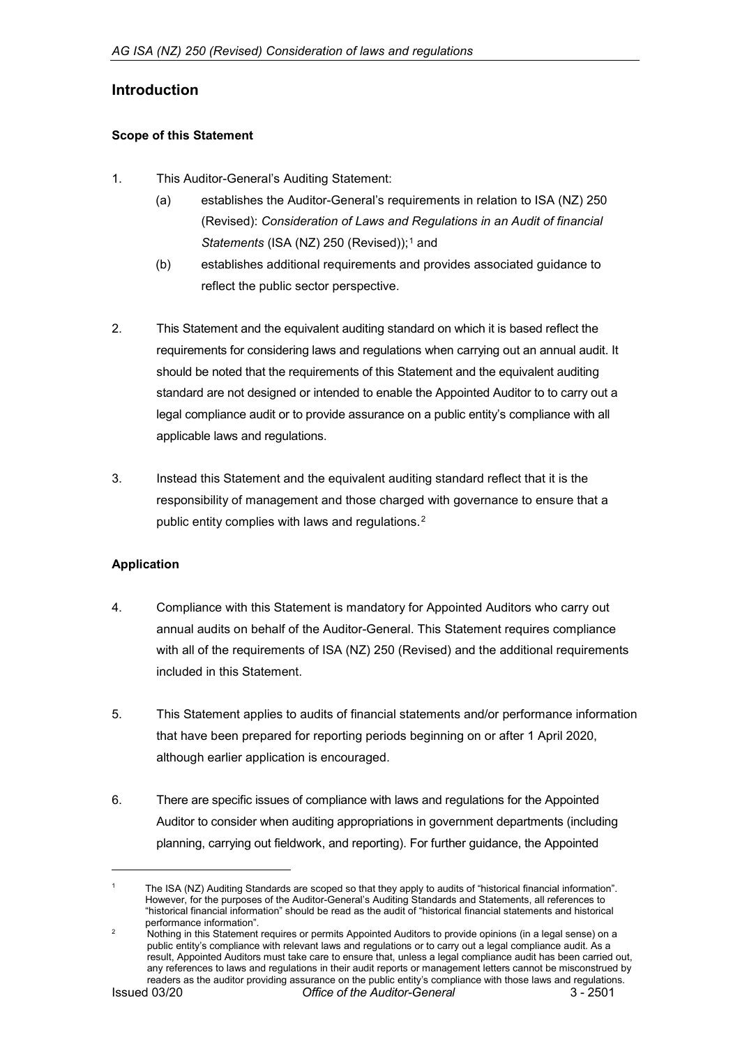## Introduction

### Scope of this Statement

1. This Auditor-General's Auditing Statement:
   - (a) establishes the Auditor-General's requirements in relation to ISA (NZ) 250 (Revised): *Consideration of Laws and Regulations in an Audit of financial Statements* (ISA (NZ) 250 (Revised));[1] and
   - (b) establishes additional requirements and provides associated guidance to reflect the public sector perspective.

2. This Statement and the equivalent auditing standard on which it is based reflect the requirements for considering laws and regulations when carrying out an annual audit. It should be noted that the requirements of this Statement and the equivalent auditing standard are not designed or intended to enable the Appointed Auditor to to carry out a legal compliance audit or to provide assurance on a public entity's compliance with all applicable laws and regulations.

3. Instead this Statement and the equivalent auditing standard reflect that it is the responsibility of management and those charged with governance to ensure that a public entity complies with laws and regulations.[2]

### Application

4. Compliance with this Statement is mandatory for Appointed Auditors who carry out annual audits on behalf of the Auditor-General. This Statement requires compliance with all of the requirements of ISA (NZ) 250 (Revised) and the additional requirements included in this Statement.

5. This Statement applies to audits of financial statements and/or performance information that have been prepared for reporting periods beginning on or after 1 April 2020, although earlier application is encouraged.

6. There are specific issues of compliance with laws and regulations for the Appointed Auditor to consider when auditing appropriations in government departments (including planning, carrying out fieldwork, and reporting). For further guidance, the Appointed

---

[1] The ISA (NZ) Auditing Standards are scoped so that they apply to audits of "historical financial information". However, for the purposes of the Auditor-General's Auditing Standards and Statements, all references to "historical financial information" should be read as the audit of "historical financial statements and historical performance information".

[2] Nothing in this Statement requires or permits Appointed Auditors to provide opinions (in a legal sense) on a public entity's compliance with relevant laws and regulations or to carry out a legal compliance audit. As a result, Appointed Auditors must take care to ensure that, unless a legal compliance audit has been carried out, any references to laws and regulations in their audit reports or management letters cannot be misconstrued by readers as the auditor providing assurance on the public entity's compliance with those laws and regulations.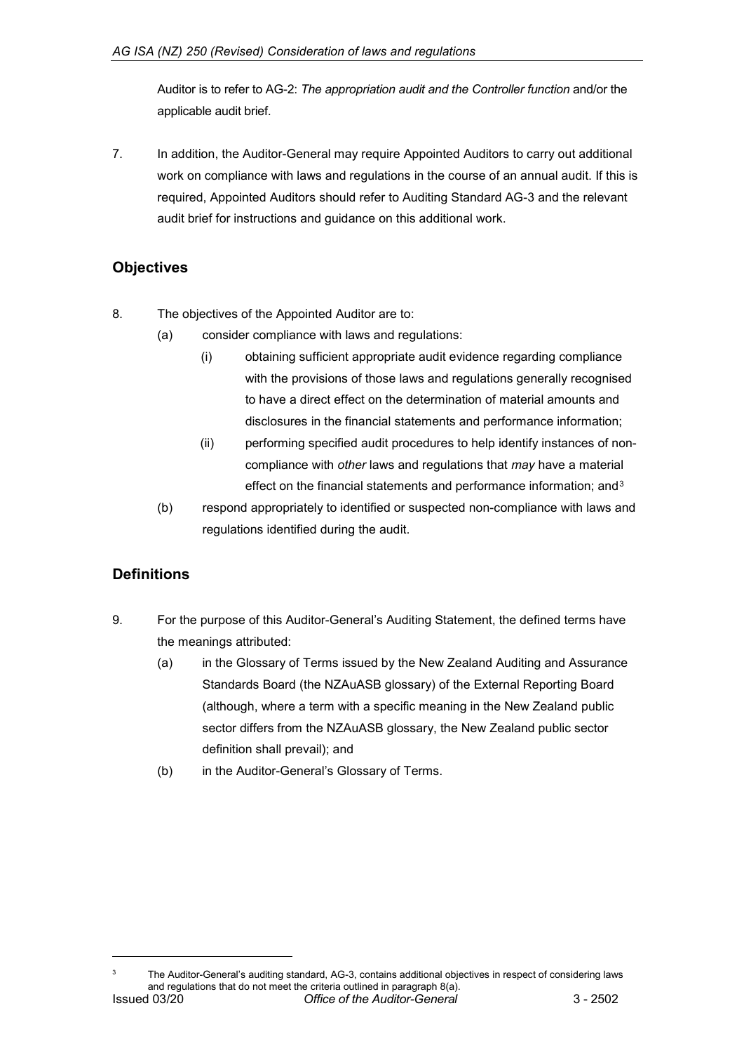Auditor is to refer to AG-2: *The appropriation audit and the Controller function* and/or the applicable audit brief.

7. In addition, the Auditor-General may require Appointed Auditors to carry out additional work on compliance with laws and regulations in the course of an annual audit. If this is required, Appointed Auditors should refer to Auditing Standard AG-3 and the relevant audit brief for instructions and guidance on this additional work.

## Objectives

8. The objectives of the Appointed Auditor are to:
   - (a) consider compliance with laws and regulations:
     - (i) obtaining sufficient appropriate audit evidence regarding compliance with the provisions of those laws and regulations generally recognised to have a direct effect on the determination of material amounts and disclosures in the financial statements and performance information;
     - (ii) performing specified audit procedures to help identify instances of non-compliance with *other* laws and regulations that *may* have a material effect on the financial statements and performance information; and[3]
   - (b) respond appropriately to identified or suspected non-compliance with laws and regulations identified during the audit.

## Definitions

9. For the purpose of this Auditor-General's Auditing Statement, the defined terms have the meanings attributed:
   - (a) in the Glossary of Terms issued by the New Zealand Auditing and Assurance Standards Board (the NZAuASB glossary) of the External Reporting Board (although, where a term with a specific meaning in the New Zealand public sector differs from the NZAuASB glossary, the New Zealand public sector definition shall prevail); and
   - (b) in the Auditor-General's Glossary of Terms.

---

[3] The Auditor-General's auditing standard, AG-3, contains additional objectives in respect of considering laws and regulations that do not meet the criteria outlined in paragraph 8(a).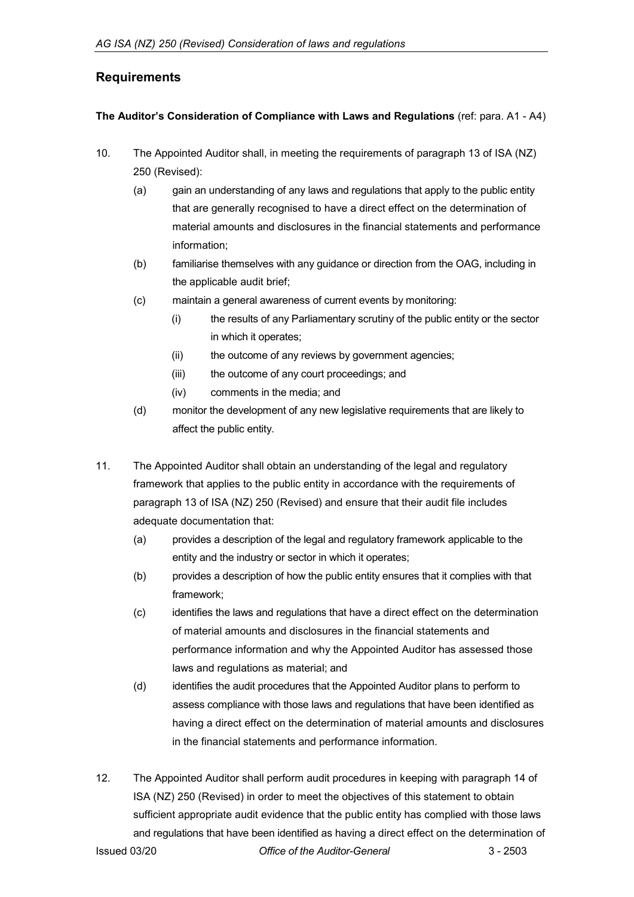## Requirements

**The Auditor's Consideration of Compliance with Laws and Regulations** (ref: para. A1 - A4)

10. The Appointed Auditor shall, in meeting the requirements of paragraph 13 of ISA (NZ) 250 (Revised):

    (a) gain an understanding of any laws and regulations that apply to the public entity that are generally recognised to have a direct effect on the determination of material amounts and disclosures in the financial statements and performance information;

    (b) familiarise themselves with any guidance or direction from the OAG, including in the applicable audit brief;

    (c) maintain a general awareness of current events by monitoring:

    (i) the results of any Parliamentary scrutiny of the public entity or the sector in which it operates;

    (ii) the outcome of any reviews by government agencies;

    (iii) the outcome of any court proceedings; and

    (iv) comments in the media; and

    (d) monitor the development of any new legislative requirements that are likely to affect the public entity.

11. The Appointed Auditor shall obtain an understanding of the legal and regulatory framework that applies to the public entity in accordance with the requirements of paragraph 13 of ISA (NZ) 250 (Revised) and ensure that their audit file includes adequate documentation that:

    (a) provides a description of the legal and regulatory framework applicable to the entity and the industry or sector in which it operates;

    (b) provides a description of how the public entity ensures that it complies with that framework;

    (c) identifies the laws and regulations that have a direct effect on the determination of material amounts and disclosures in the financial statements and performance information and why the Appointed Auditor has assessed those laws and regulations as material; and

    (d) identifies the audit procedures that the Appointed Auditor plans to perform to assess compliance with those laws and regulations that have been identified as having a direct effect on the determination of material amounts and disclosures in the financial statements and performance information.

12. The Appointed Auditor shall perform audit procedures in keeping with paragraph 14 of ISA (NZ) 250 (Revised) in order to meet the objectives of this statement to obtain sufficient appropriate audit evidence that the public entity has complied with those laws and regulations that have been identified as having a direct effect on the determination of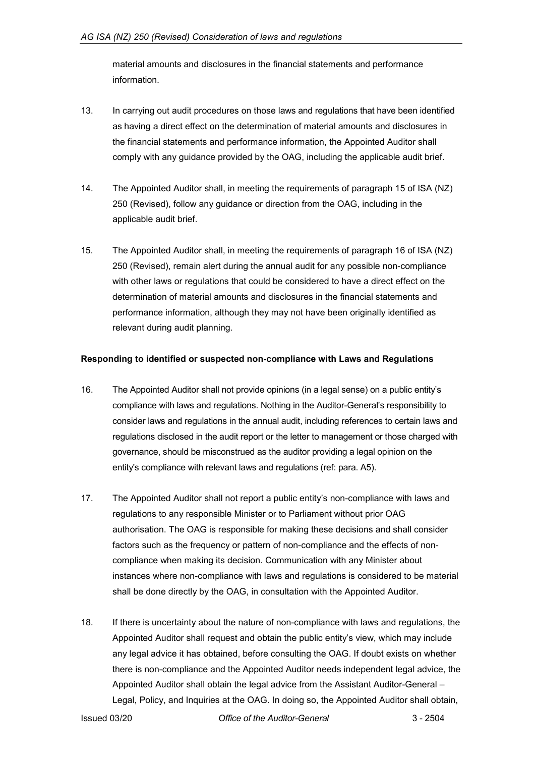material amounts and disclosures in the financial statements and performance information.

13. In carrying out audit procedures on those laws and regulations that have been identified as having a direct effect on the determination of material amounts and disclosures in the financial statements and performance information, the Appointed Auditor shall comply with any guidance provided by the OAG, including the applicable audit brief.

14. The Appointed Auditor shall, in meeting the requirements of paragraph 15 of ISA (NZ) 250 (Revised), follow any guidance or direction from the OAG, including in the applicable audit brief.

15. The Appointed Auditor shall, in meeting the requirements of paragraph 16 of ISA (NZ) 250 (Revised), remain alert during the annual audit for any possible non-compliance with other laws or regulations that could be considered to have a direct effect on the determination of material amounts and disclosures in the financial statements and performance information, although they may not have been originally identified as relevant during audit planning.

**Responding to identified or suspected non-compliance with Laws and Regulations**

16. The Appointed Auditor shall not provide opinions (in a legal sense) on a public entity's compliance with laws and regulations. Nothing in the Auditor-General's responsibility to consider laws and regulations in the annual audit, including references to certain laws and regulations disclosed in the audit report or the letter to management or those charged with governance, should be misconstrued as the auditor providing a legal opinion on the entity's compliance with relevant laws and regulations (ref: para. A5).

17. The Appointed Auditor shall not report a public entity's non-compliance with laws and regulations to any responsible Minister or to Parliament without prior OAG authorisation. The OAG is responsible for making these decisions and shall consider factors such as the frequency or pattern of non-compliance and the effects of non-compliance when making its decision. Communication with any Minister about instances where non-compliance with laws and regulations is considered to be material shall be done directly by the OAG, in consultation with the Appointed Auditor.

18. If there is uncertainty about the nature of non-compliance with laws and regulations, the Appointed Auditor shall request and obtain the public entity's view, which may include any legal advice it has obtained, before consulting the OAG. If doubt exists on whether there is non-compliance and the Appointed Auditor needs independent legal advice, the Appointed Auditor shall obtain the legal advice from the Assistant Auditor-General – Legal, Policy, and Inquiries at the OAG. In doing so, the Appointed Auditor shall obtain,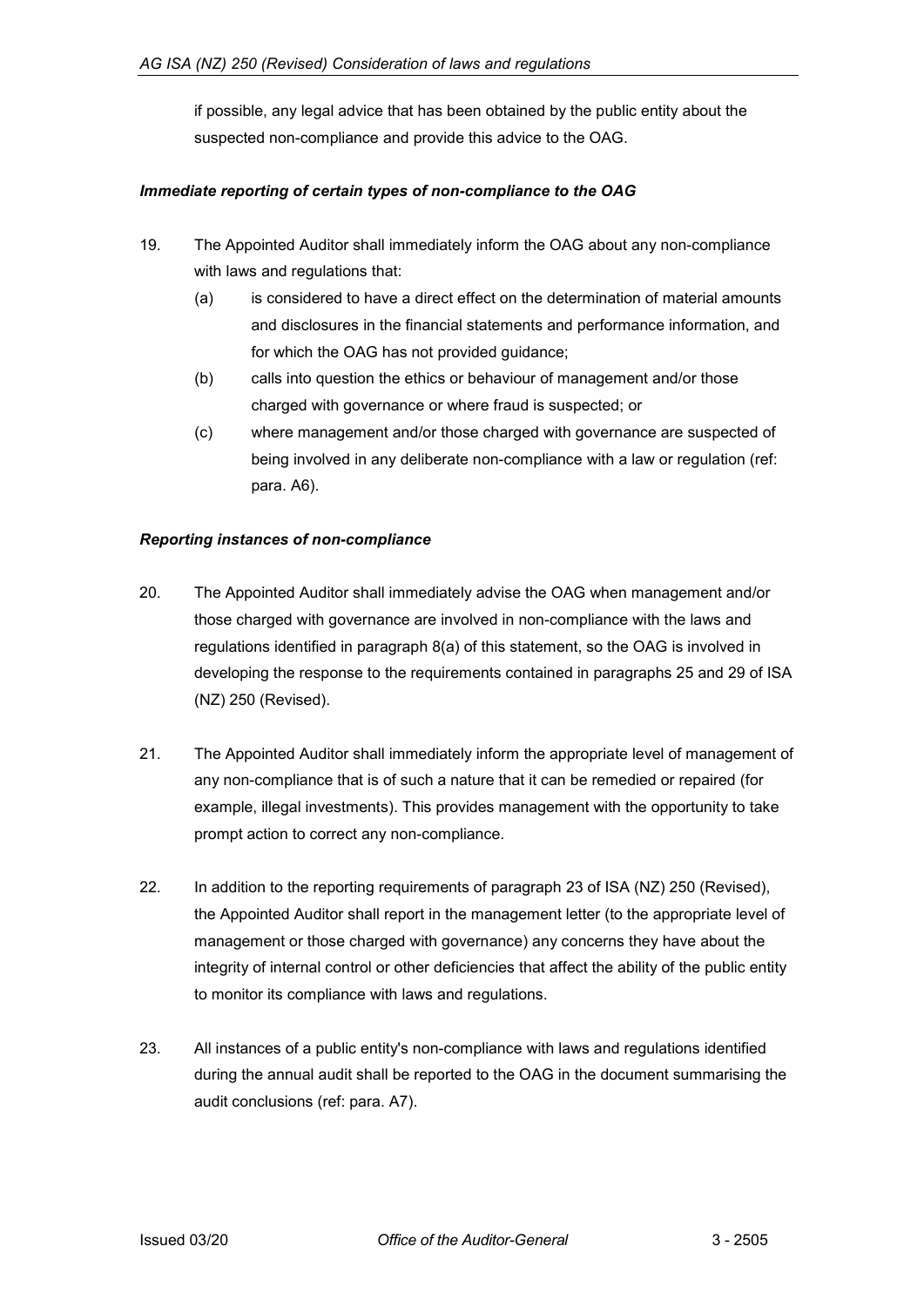if possible, any legal advice that has been obtained by the public entity about the suspected non-compliance and provide this advice to the OAG.

### *Immediate reporting of certain types of non-compliance to the OAG*

19. The Appointed Auditor shall immediately inform the OAG about any non-compliance with laws and regulations that:
    (a) is considered to have a direct effect on the determination of material amounts and disclosures in the financial statements and performance information, and for which the OAG has not provided guidance;
    (b) calls into question the ethics or behaviour of management and/or those charged with governance or where fraud is suspected; or
    (c) where management and/or those charged with governance are suspected of being involved in any deliberate non-compliance with a law or regulation (ref: para. A6).

### *Reporting instances of non-compliance*

20. The Appointed Auditor shall immediately advise the OAG when management and/or those charged with governance are involved in non-compliance with the laws and regulations identified in paragraph 8(a) of this statement, so the OAG is involved in developing the response to the requirements contained in paragraphs 25 and 29 of ISA (NZ) 250 (Revised).

21. The Appointed Auditor shall immediately inform the appropriate level of management of any non-compliance that is of such a nature that it can be remedied or repaired (for example, illegal investments). This provides management with the opportunity to take prompt action to correct any non-compliance.

22. In addition to the reporting requirements of paragraph 23 of ISA (NZ) 250 (Revised), the Appointed Auditor shall report in the management letter (to the appropriate level of management or those charged with governance) any concerns they have about the integrity of internal control or other deficiencies that affect the ability of the public entity to monitor its compliance with laws and regulations.

23. All instances of a public entity's non-compliance with laws and regulations identified during the annual audit shall be reported to the OAG in the document summarising the audit conclusions (ref: para. A7).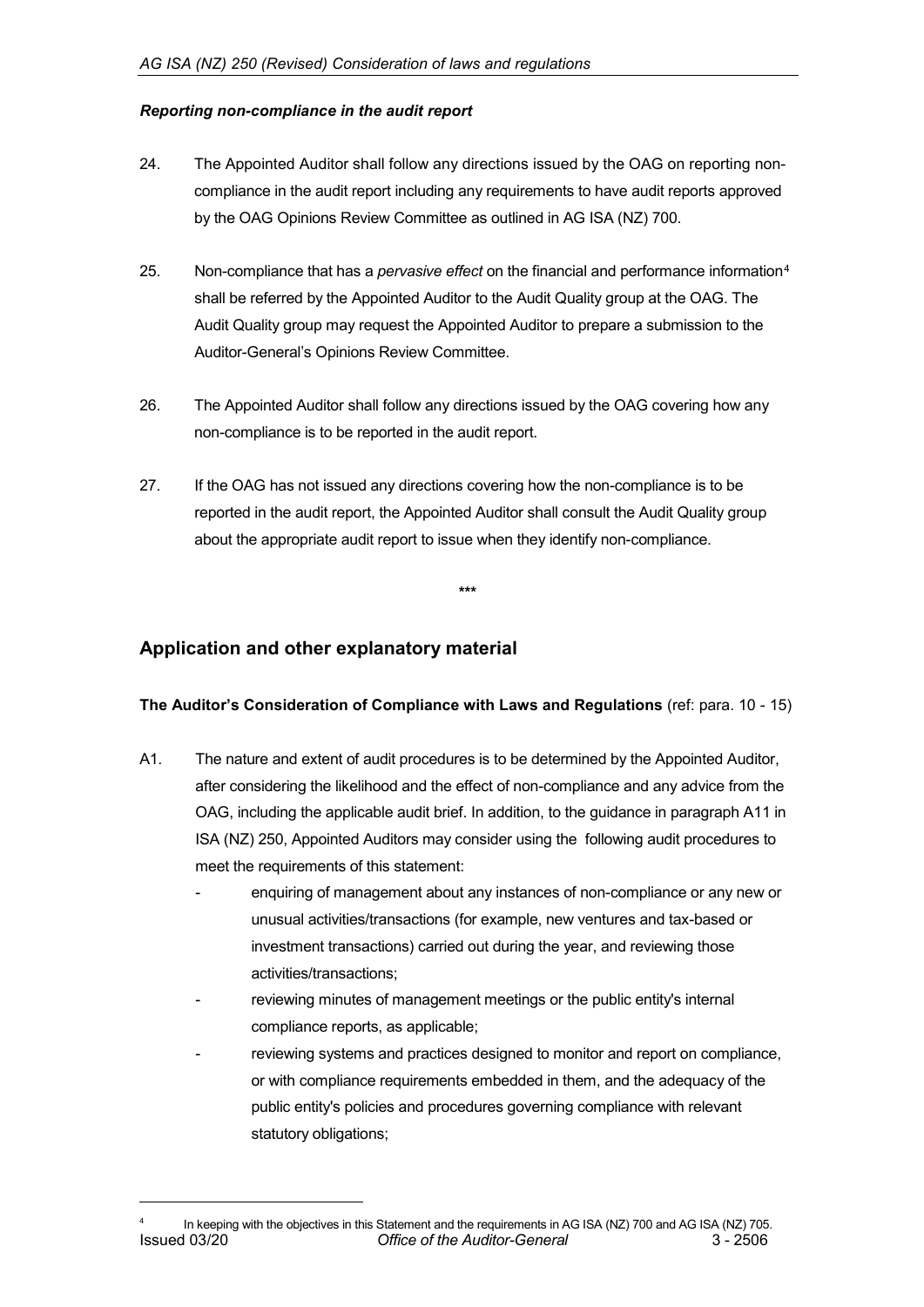### *Reporting non-compliance in the audit report*

24. The Appointed Auditor shall follow any directions issued by the OAG on reporting non-compliance in the audit report including any requirements to have audit reports approved by the OAG Opinions Review Committee as outlined in AG ISA (NZ) 700.

25. Non-compliance that has a *pervasive effect* on the financial and performance information[4] shall be referred by the Appointed Auditor to the Audit Quality group at the OAG. The Audit Quality group may request the Appointed Auditor to prepare a submission to the Auditor-General's Opinions Review Committee.

26. The Appointed Auditor shall follow any directions issued by the OAG covering how any non-compliance is to be reported in the audit report.

27. If the OAG has not issued any directions covering how the non-compliance is to be reported in the audit report, the Appointed Auditor shall consult the Audit Quality group about the appropriate audit report to issue when they identify non-compliance.

\*\*\*

## Application and other explanatory material

**The Auditor's Consideration of Compliance with Laws and Regulations** (ref: para. 10 - 15)

A1. The nature and extent of audit procedures is to be determined by the Appointed Auditor, after considering the likelihood and the effect of non-compliance and any advice from the OAG, including the applicable audit brief. In addition, to the guidance in paragraph A11 in ISA (NZ) 250, Appointed Auditors may consider using the following audit procedures to meet the requirements of this statement:

- enquiring of management about any instances of non-compliance or any new or unusual activities/transactions (for example, new ventures and tax-based or investment transactions) carried out during the year, and reviewing those activities/transactions;
- reviewing minutes of management meetings or the public entity's internal compliance reports, as applicable;
- reviewing systems and practices designed to monitor and report on compliance, or with compliance requirements embedded in them, and the adequacy of the public entity's policies and procedures governing compliance with relevant statutory obligations;

[4] In keeping with the objectives in this Statement and the requirements in AG ISA (NZ) 700 and AG ISA (NZ) 705.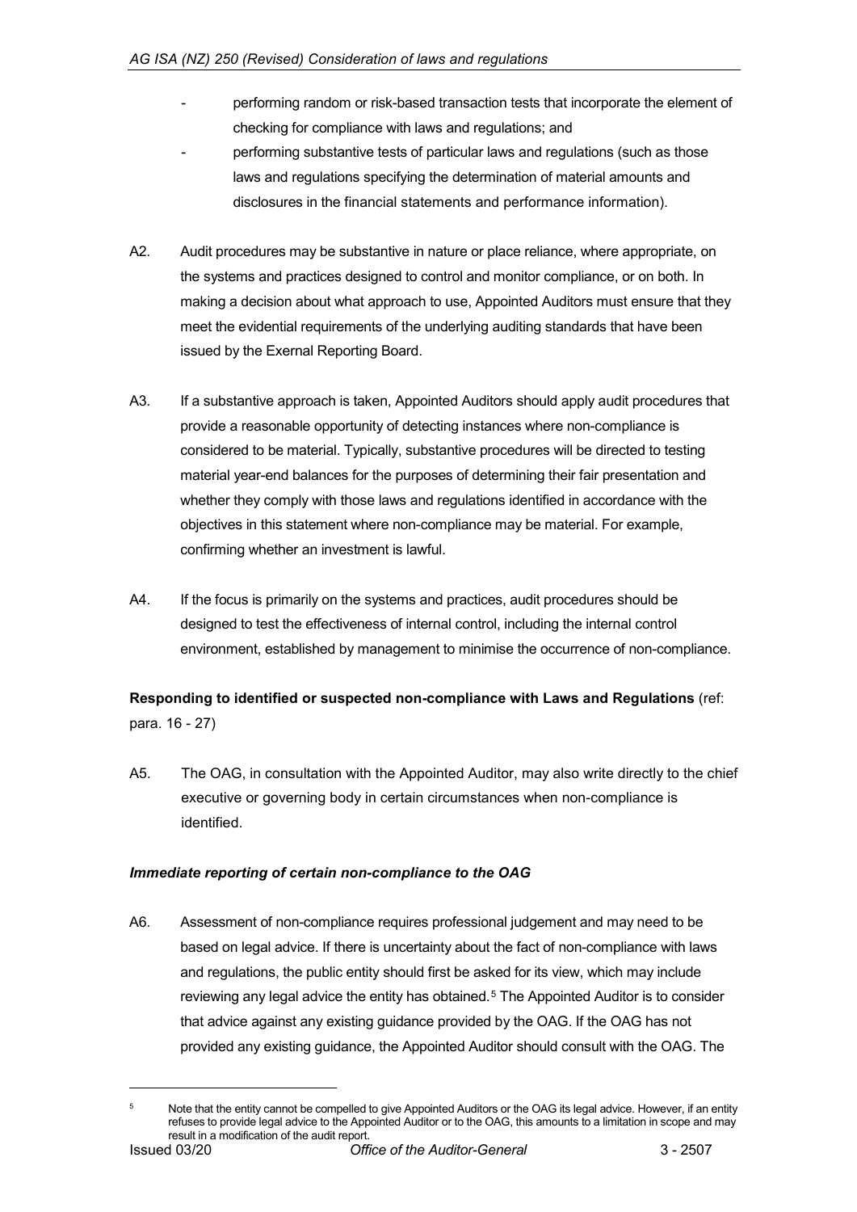- performing random or risk-based transaction tests that incorporate the element of checking for compliance with laws and regulations; and
- performing substantive tests of particular laws and regulations (such as those laws and regulations specifying the determination of material amounts and disclosures in the financial statements and performance information).

A2. Audit procedures may be substantive in nature or place reliance, where appropriate, on the systems and practices designed to control and monitor compliance, or on both. In making a decision about what approach to use, Appointed Auditors must ensure that they meet the evidential requirements of the underlying auditing standards that have been issued by the Exernal Reporting Board.

A3. If a substantive approach is taken, Appointed Auditors should apply audit procedures that provide a reasonable opportunity of detecting instances where non-compliance is considered to be material. Typically, substantive procedures will be directed to testing material year-end balances for the purposes of determining their fair presentation and whether they comply with those laws and regulations identified in accordance with the objectives in this statement where non-compliance may be material. For example, confirming whether an investment is lawful.

A4. If the focus is primarily on the systems and practices, audit procedures should be designed to test the effectiveness of internal control, including the internal control environment, established by management to minimise the occurrence of non-compliance.

**Responding to identified or suspected non-compliance with Laws and Regulations** (ref: para. 16 - 27)

A5. The OAG, in consultation with the Appointed Auditor, may also write directly to the chief executive or governing body in certain circumstances when non-compliance is identified.

***Immediate reporting of certain non-compliance to the OAG***

A6. Assessment of non-compliance requires professional judgement and may need to be based on legal advice. If there is uncertainty about the fact of non-compliance with laws and regulations, the public entity should first be asked for its view, which may include reviewing any legal advice the entity has obtained.[5] The Appointed Auditor is to consider that advice against any existing guidance provided by the OAG. If the OAG has not provided any existing guidance, the Appointed Auditor should consult with the OAG. The

[5] Note that the entity cannot be compelled to give Appointed Auditors or the OAG its legal advice. However, if an entity refuses to provide legal advice to the Appointed Auditor or to the OAG, this amounts to a limitation in scope and may result in a modification of the audit report.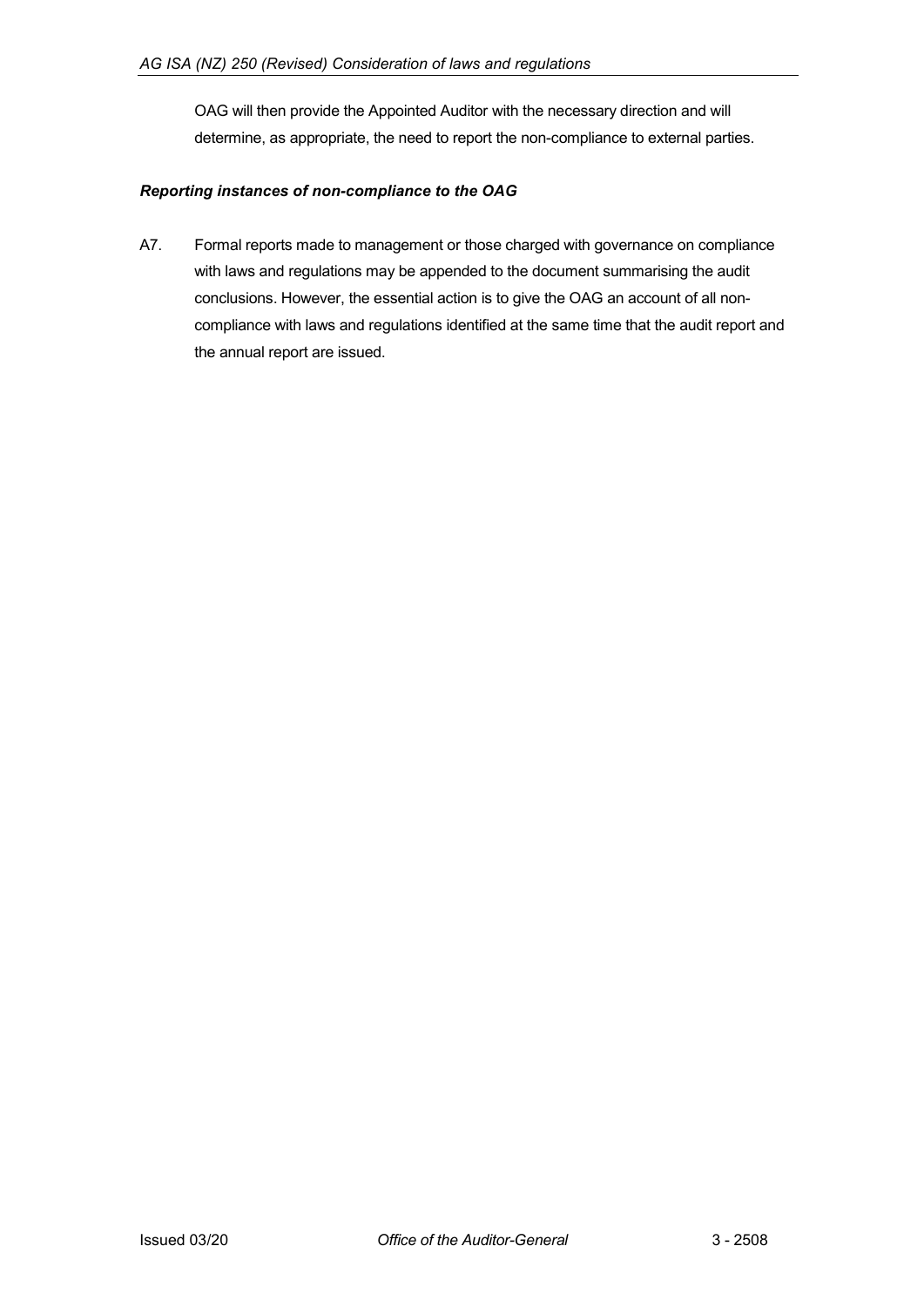OAG will then provide the Appointed Auditor with the necessary direction and will determine, as appropriate, the need to report the non-compliance to external parties.

### *Reporting instances of non-compliance to the OAG*

A7. Formal reports made to management or those charged with governance on compliance with laws and regulations may be appended to the document summarising the audit conclusions. However, the essential action is to give the OAG an account of all non-compliance with laws and regulations identified at the same time that the audit report and the annual report are issued.